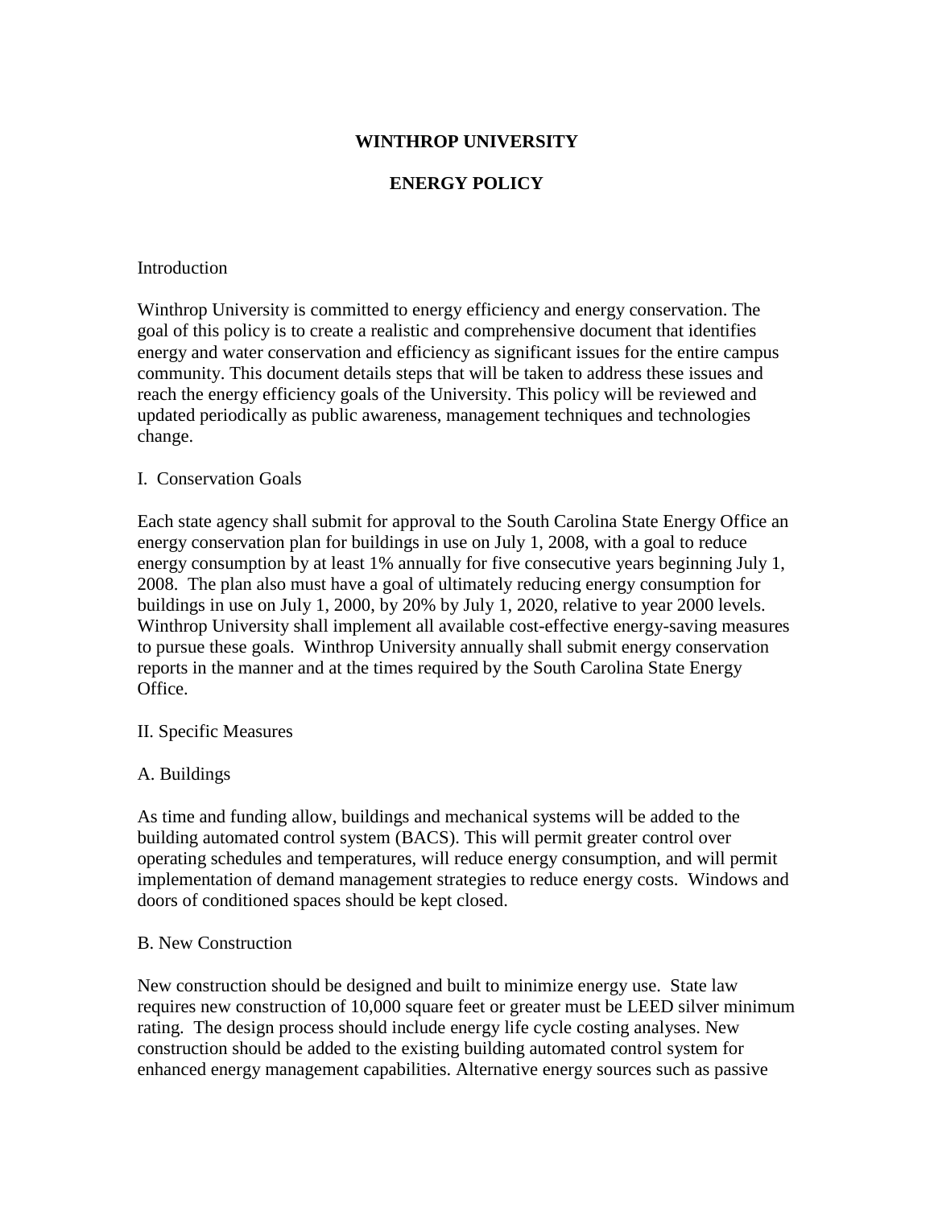# WINTHROP UNIVERSITY

# ENERGY POLICY

## Introduction

Winthrop University is committed to energy efficiency and energy conservation. The goal of this policy is to create a realistic and comprehensive document that identifies energy and water conservation and efficiency as significant issues for the entire campus community. This document details steps that will be taken to address these issues and reach the energy efficiency goals of the University. This policy will be reviewed and updated periodically as public awareness, management techniques and technologies change.

## I. Conservation Goals

Each state agency shall submit for approval to the South Carolina State Energy Office an energy conservation plan for buildings in use on July 1, 2008, with a goal to reduce energy consumption by at least 1% annually for five consecutive years beginning July 1, 2008. The plan also must have a goal of ultimately reducing energy consumption for buildings in use on July 1, 2000, by 20% by July 1, 2020, relative to year 2000 levels. Winthrop University shall implement all available cost-effective energy-saving measures to pursue these goals. Winthrop University annually shall submit energy conservation reports in the manner and at the times required by the South Carolina State Energy Office.

## II. Specific Measures

### A. Buildings

As time and funding allow, buildings and mechanical systems will be added to the building automated control system (BACS). This will permit greater control over operating schedules and temperatures, will reduce energy consumption, and will permit implementation of demand management strategies to reduce energy costs. Windows and doors of conditioned spaces should be kept closed.

### B. New Construction

New construction should be designed and built to minimize energy use. State law requires new construction of 10,000 square feet or greater must be LEED silver minimum rating. The design process should include energy life cycle costing analyses. New construction should be added to the existing building automated control system for enhanced energy management capabilities. Alternative energy sources such as passive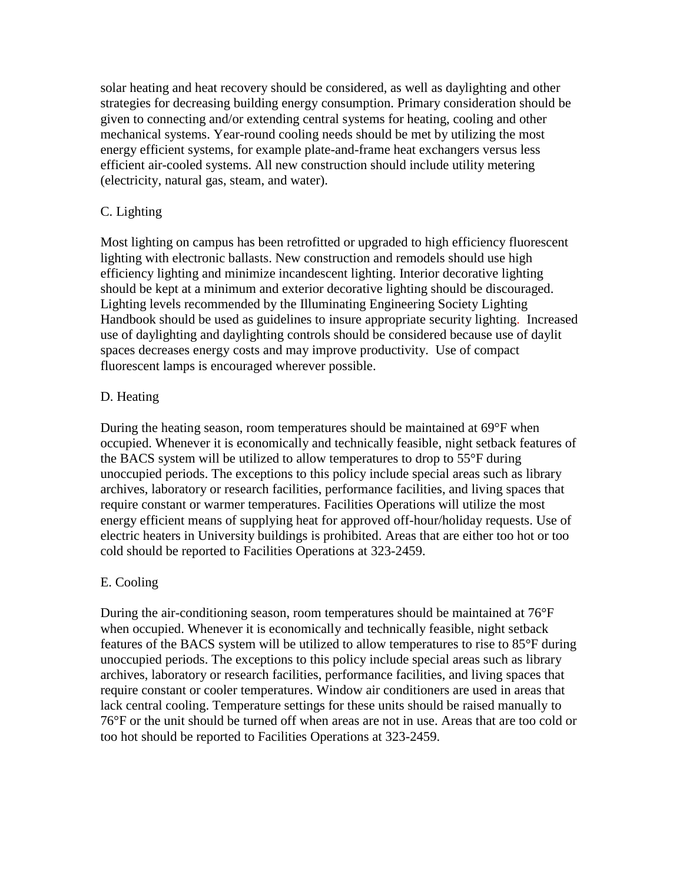solar heating and heat recovery should be considered, as well as daylighting and other strategies for decreasing building energy consumption. Primary consideration should be given to connecting and/or extending central systems for heating, cooling and other mechanical systems. Year-round cooling needs should be met by utilizing the most energy efficient systems, for example plate-and-frame heat exchangers versus less efficient air-cooled systems. All new construction should include utility metering (electricity, natural gas, steam, and water).

C. Lighting

Most lighting on campus has been retrofitted or upgraded to high efficiency fluorescent lighting with electronic ballasts. New construction and remodels should use high efficiency lighting and minimize incandescent lighting. Interior decorative lighting should be kept at a minimum and exterior decorative lighting should be discouraged. Lighting levels recommended by the Illuminating Engineering Society Lighting Handbook should be used as guidelines to insure appropriate security lighting. Increased use of daylighting and daylighting controls should be considered because use of daylit spaces decreases energy costs and may improve productivity. Use of compact fluorescent lamps is encouraged wherever possible.

D. Heating

During the heating season, room temperatures should be maintained at 69°F when occupied. Whenever it is economically and technically feasible, night setback features of the BACS system will be utilized to allow temperatures to drop to 55°F during unoccupied periods. The exceptions to this policy include special areas such as library archives, laboratory or research facilities, performance facilities, and living spaces that require constant or warmer temperatures. Facilities Operations will utilize the most energy efficient means of supplying heat for approved off-hour/holiday requests. Use of electric heaters in University buildings is prohibited. Areas that are either too hot or too cold should be reported to Facilities Operations at 323-2459.

E. Cooling

During the air-conditioning season, room temperatures should be maintained at 76°F when occupied. Whenever it is economically and technically feasible, night setback features of the BACS system will be utilized to allow temperatures to rise to 85°F during unoccupied periods. The exceptions to this policy include special areas such as library archives, laboratory or research facilities, performance facilities, and living spaces that require constant or cooler temperatures. Window air conditioners are used in areas that lack central cooling. Temperature settings for these units should be raised manually to 76°F or the unit should be turned off when areas are not in use. Areas that are too cold or too hot should be reported to Facilities Operations at 323-2459.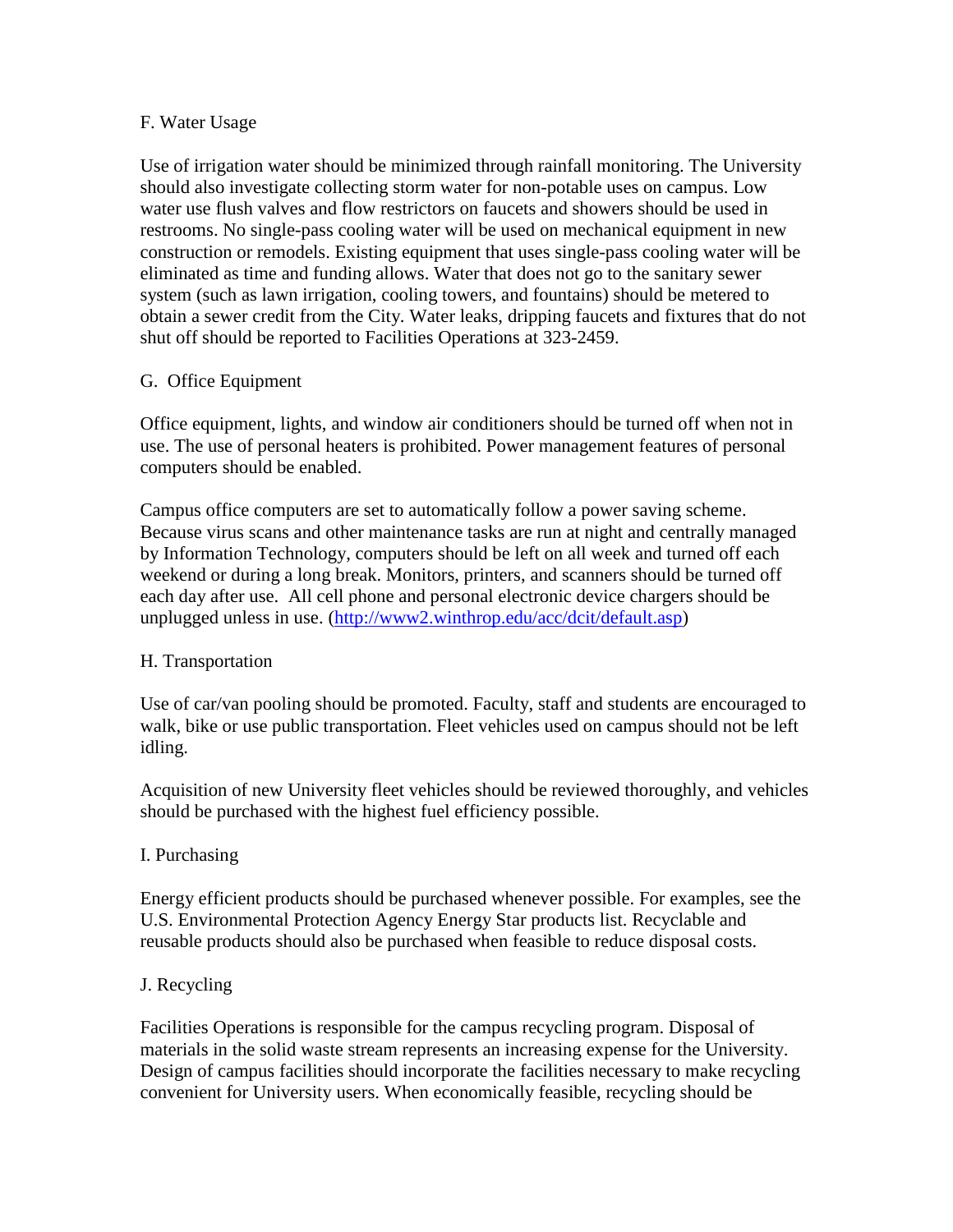F. Water Usage

Use of irrigation water should be minimized through rainfall monitoring. The University should also investigate collecting storm water for non-potable uses on campus. Low water use flush valves and flow restrictors on faucets and showers should be used in restrooms. No single-pass cooling water will be used on mechanical equipment in new construction or remodels. Existing equipment that uses single-pass cooling water will be eliminated as time and funding allows. Water that does not go to the sanitary sewer system (such as lawn irrigation, cooling towers, and fountains) should be metered to obtain a sewer credit from the City. Water leaks, dripping faucets and fixtures that do not shut off should be reported to Facilities Operations at 323-2459.

G. Office Equipment

Office equipment, lights, and window air conditioners should be turned off when not in use. The use of personal heaters is prohibited. Power management features of personal computers should be enabled.

Campus office computers are set to automatically follow a power saving scheme. Because virus scans and other maintenance tasks are run at night and centrally managed by Information Technology, computers should be left on all week and turned off each weekend or during a long break. Monitors, printers, and scanners should be turned off each day after use. All cell phone and personal electronic device chargers should be unplugged unless in use. ([http://www2.winthrop.edu/acc/dcit/default.asp](http://www2.winthrop.edu/acc/dcit/default.asp))

H. Transportation

Use of car/van pooling should be promoted. Faculty, staff and students are encouraged to walk, bike or use public transportation. Fleet vehicles used on campus should not be left idling.

Acquisition of new University fleet vehicles should be reviewed thoroughly, and vehicles should be purchased with the highest fuel efficiency possible.

I. Purchasing

Energy efficient products should be purchased whenever possible. For examples, see the U.S. Environmental Protection Agency Energy Star products list. Recyclable and reusable products should also be purchased when feasible to reduce disposal costs.

J. Recycling

Facilities Operations is responsible for the campus recycling program. Disposal of materials in the solid waste stream represents an increasing expense for the University. Design of campus facilities should incorporate the facilities necessary to make recycling convenient for University users. When economically feasible, recycling should be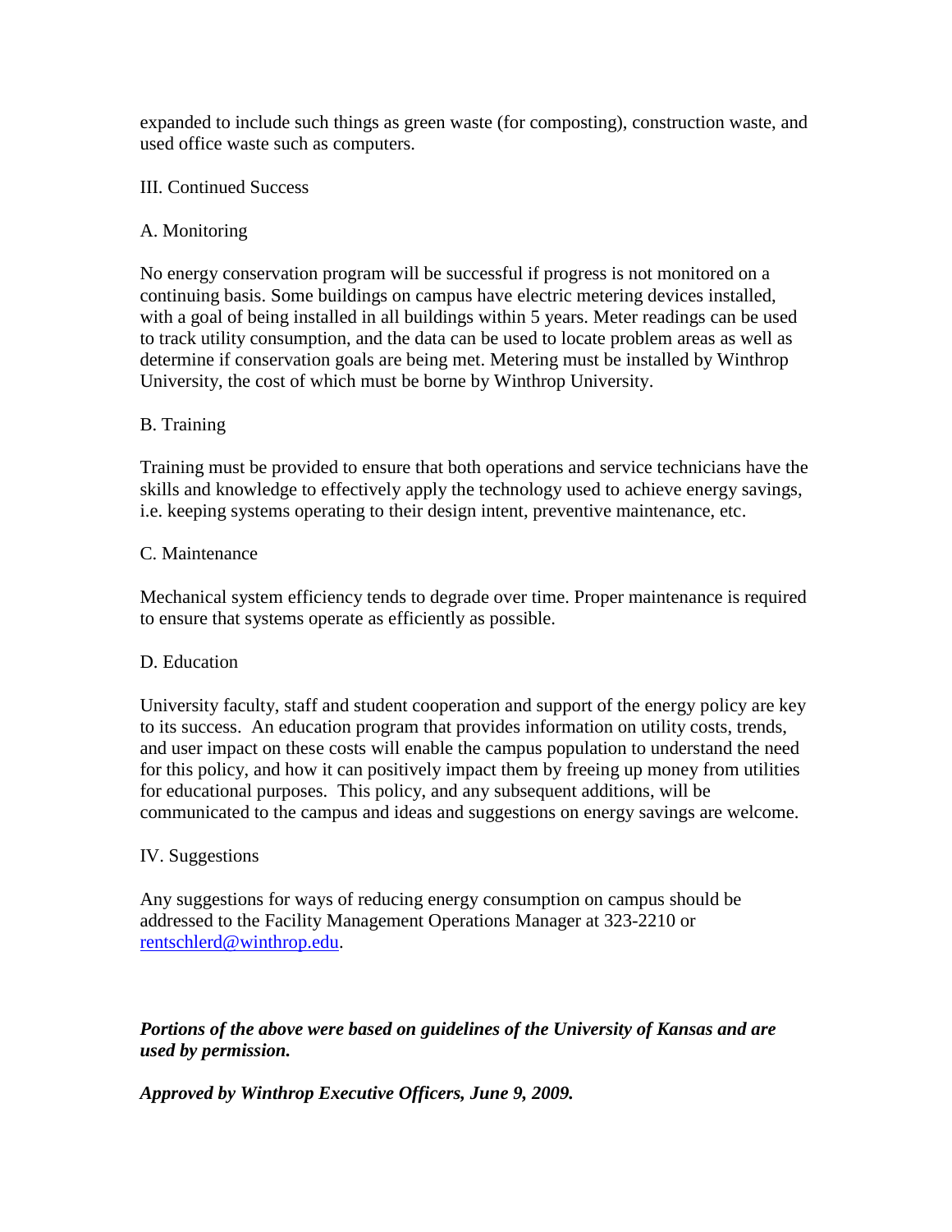expanded to include such things as green waste (for composting), construction waste, and used office waste such as computers.

## III. Continued Success

### A. Monitoring

No energy conservation program will be successful if progress is not monitored on a continuing basis. Some buildings on campus have electric metering devices installed, with a goal of being installed in all buildings within 5 years. Meter readings can be used to track utility consumption, and the data can be used to locate problem areas as well as determine if conservation goals are being met. Metering must be installed by Winthrop University, the cost of which must be borne by Winthrop University.

### B. Training

Training must be provided to ensure that both operations and service technicians have the skills and knowledge to effectively apply the technology used to achieve energy savings, i.e. keeping systems operating to their design intent, preventive maintenance, etc.

### C. Maintenance

Mechanical system efficiency tends to degrade over time. Proper maintenance is required to ensure that systems operate as efficiently as possible.

### D. Education

University faculty, staff and student cooperation and support of the energy policy are key to its success. An education program that provides information on utility costs, trends, and user impact on these costs will enable the campus population to understand the need for this policy, and how it can positively impact them by freeing up money from utilities for educational purposes. This policy, and any subsequent additions, will be communicated to the campus and ideas and suggestions on energy savings are welcome.

## IV. Suggestions

Any suggestions for ways of reducing energy consumption on campus should be addressed to the Facility Management Operations Manager at 323-2210 or [rentschlerd@winthrop.edu](mailto:rentschlerd@winthrop.edu).

***Portions of the above were based on guidelines of the University of Kansas and are used by permission.***

***Approved by Winthrop Executive Officers, June 9, 2009.***